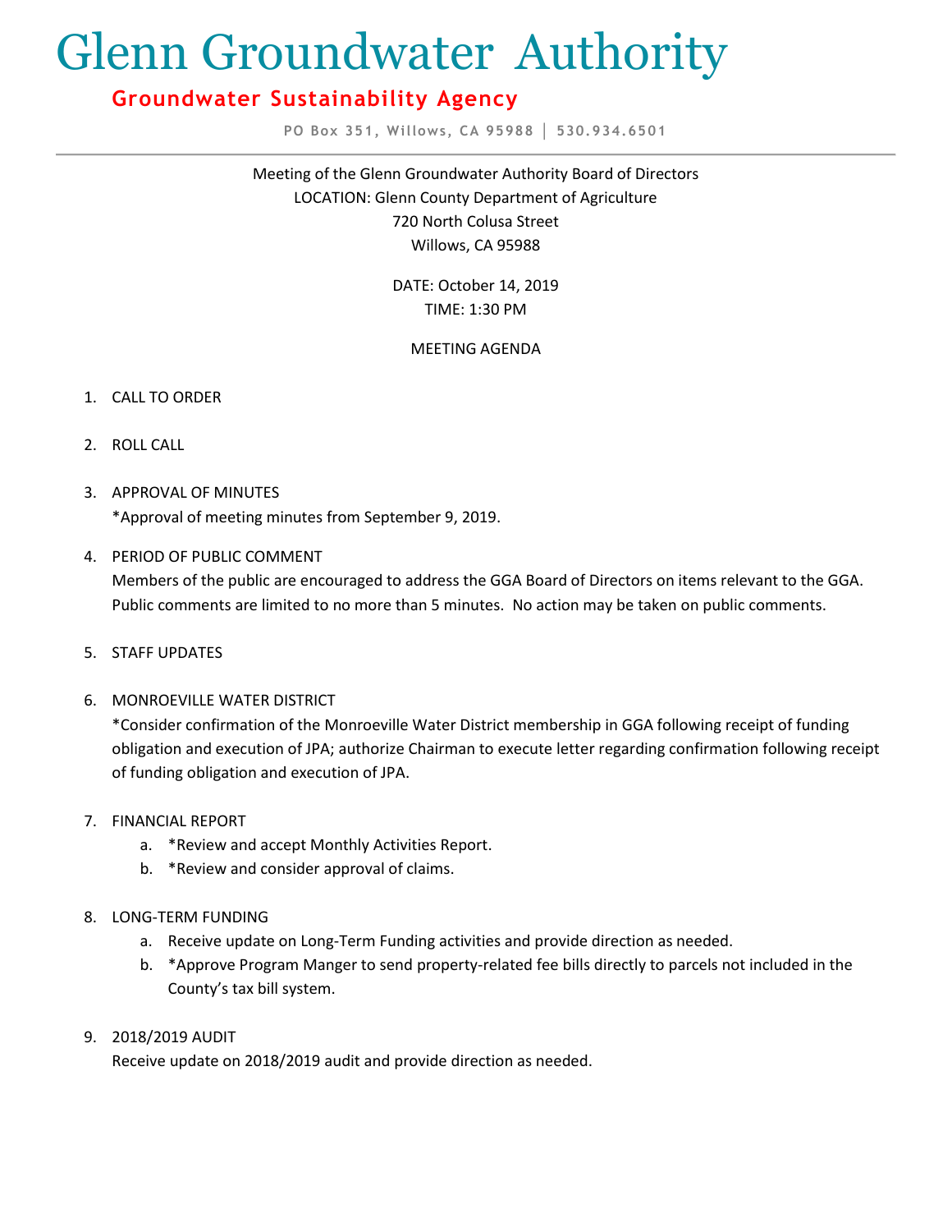# Glenn Groundwater Authority

## Groundwater Sustainability Agency

PO Box 351, Willows, CA 95988 | 530.934.6501

---

Meeting of the Glenn Groundwater Authority Board of Directors
LOCATION: Glenn County Department of Agriculture
720 North Colusa Street
Willows, CA 95988

DATE: October 14, 2019
TIME: 1:30 PM

MEETING AGENDA

1. CALL TO ORDER

2. ROLL CALL

3. APPROVAL OF MINUTES
   *Approval of meeting minutes from September 9, 2019.

4. PERIOD OF PUBLIC COMMENT
   Members of the public are encouraged to address the GGA Board of Directors on items relevant to the GGA. Public comments are limited to no more than 5 minutes. No action may be taken on public comments.

5. STAFF UPDATES

6. MONROEVILLE WATER DISTRICT
   *Consider confirmation of the Monroeville Water District membership in GGA following receipt of funding obligation and execution of JPA; authorize Chairman to execute letter regarding confirmation following receipt of funding obligation and execution of JPA.

7. FINANCIAL REPORT
   a. *Review and accept Monthly Activities Report.
   b. *Review and consider approval of claims.

8. LONG-TERM FUNDING
   a. Receive update on Long-Term Funding activities and provide direction as needed.
   b. *Approve Program Manger to send property-related fee bills directly to parcels not included in the County's tax bill system.

9. 2018/2019 AUDIT
   Receive update on 2018/2019 audit and provide direction as needed.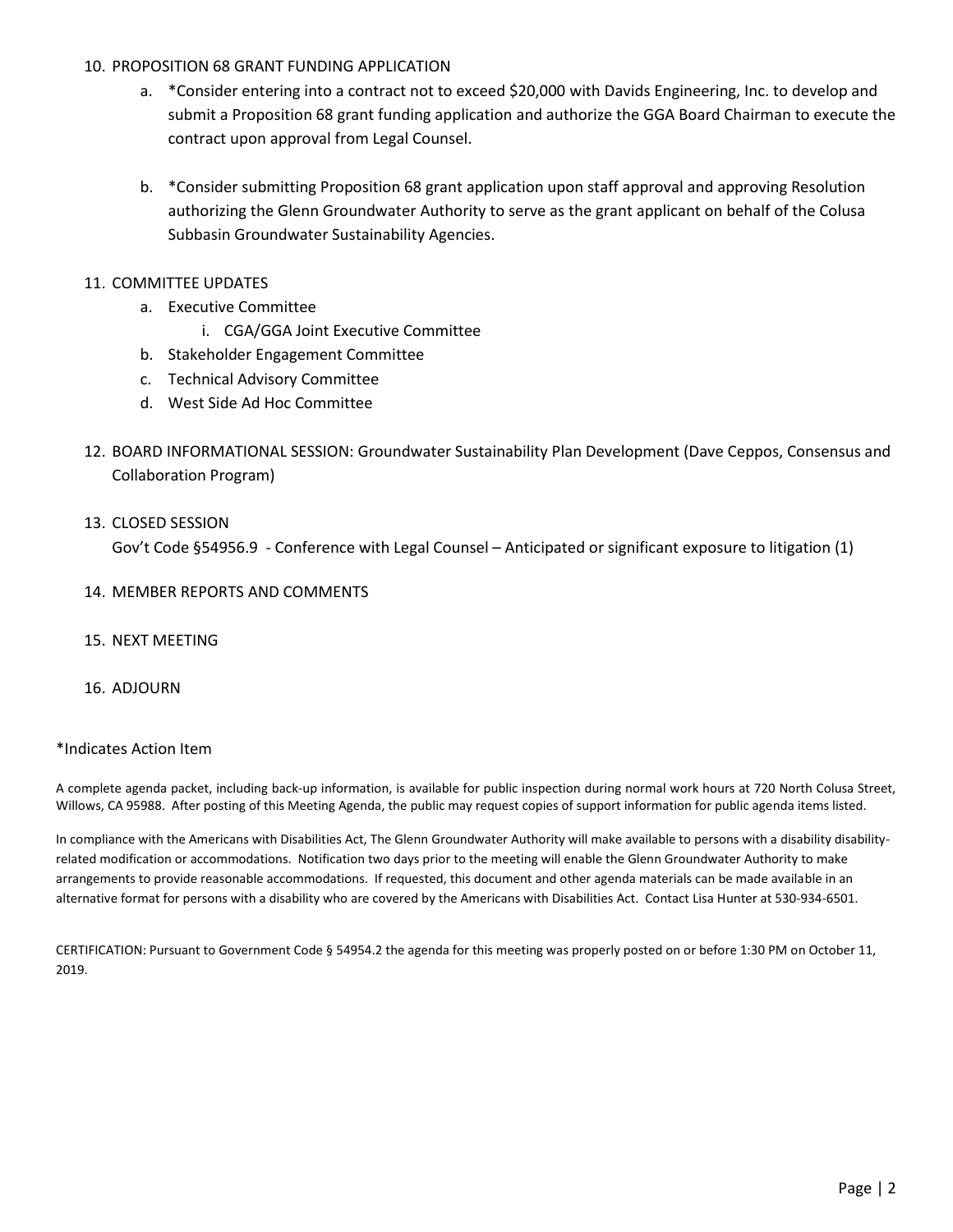10. PROPOSITION 68 GRANT FUNDING APPLICATION
    a. *Consider entering into a contract not to exceed $20,000 with Davids Engineering, Inc. to develop and submit a Proposition 68 grant funding application and authorize the GGA Board Chairman to execute the contract upon approval from Legal Counsel.

    b. *Consider submitting Proposition 68 grant application upon staff approval and approving Resolution authorizing the Glenn Groundwater Authority to serve as the grant applicant on behalf of the Colusa Subbasin Groundwater Sustainability Agencies.

11. COMMITTEE UPDATES
    a. Executive Committee
       i. CGA/GGA Joint Executive Committee
    b. Stakeholder Engagement Committee
    c. Technical Advisory Committee
    d. West Side Ad Hoc Committee

12. BOARD INFORMATIONAL SESSION: Groundwater Sustainability Plan Development (Dave Ceppos, Consensus and Collaboration Program)

13. CLOSED SESSION
    Gov't Code §54956.9 - Conference with Legal Counsel – Anticipated or significant exposure to litigation (1)

14. MEMBER REPORTS AND COMMENTS

15. NEXT MEETING

16. ADJOURN

*Indicates Action Item

A complete agenda packet, including back-up information, is available for public inspection during normal work hours at 720 North Colusa Street, Willows, CA 95988. After posting of this Meeting Agenda, the public may request copies of support information for public agenda items listed.

In compliance with the Americans with Disabilities Act, The Glenn Groundwater Authority will make available to persons with a disability disability-related modification or accommodations. Notification two days prior to the meeting will enable the Glenn Groundwater Authority to make arrangements to provide reasonable accommodations. If requested, this document and other agenda materials can be made available in an alternative format for persons with a disability who are covered by the Americans with Disabilities Act. Contact Lisa Hunter at 530-934-6501.

CERTIFICATION: Pursuant to Government Code § 54954.2 the agenda for this meeting was properly posted on or before 1:30 PM on October 11, 2019.